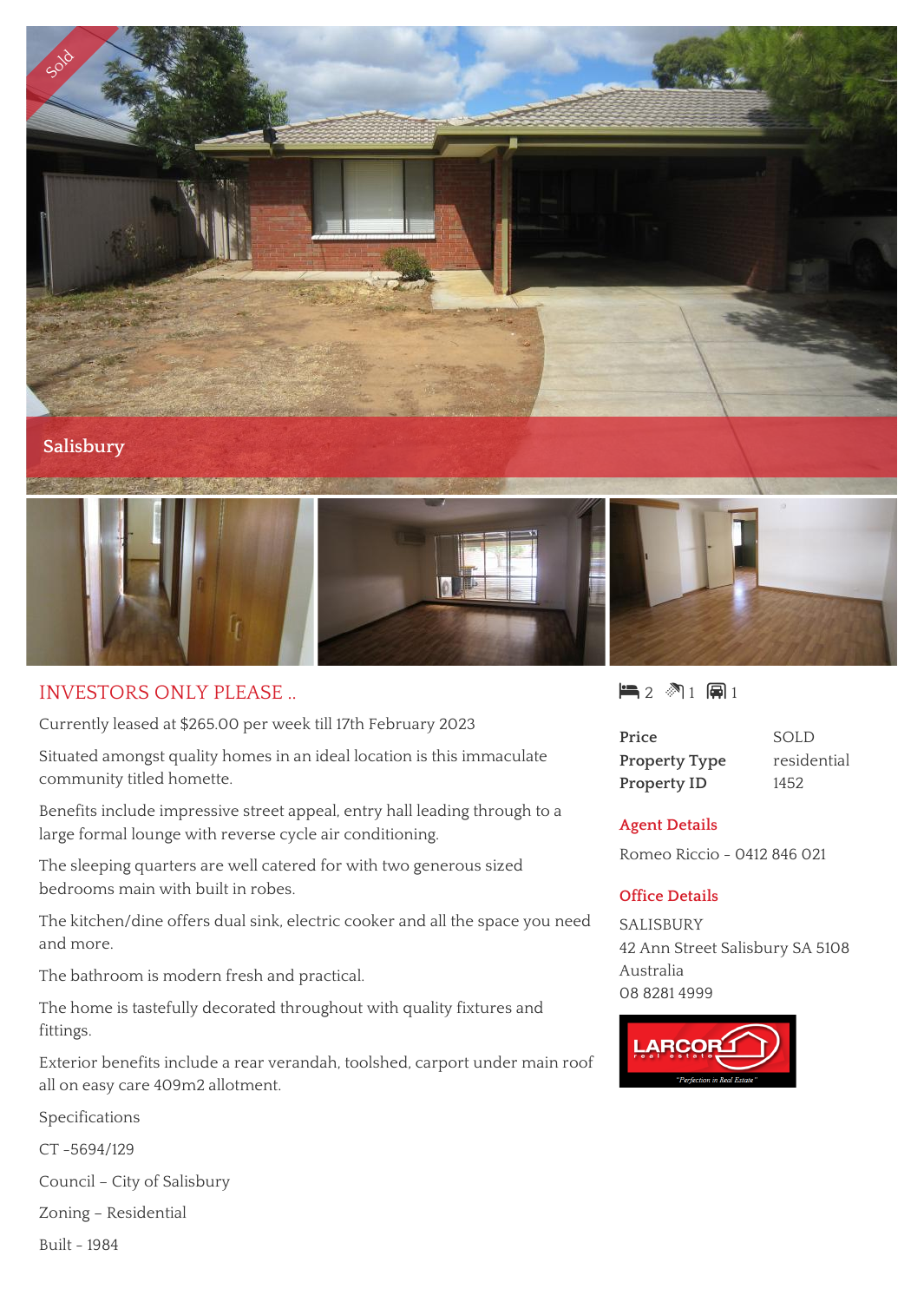Sold

Salisbury

## INVESTORS ONLY PLEASE ..

Currently leased at $265.00 per week till 17th February 2023

Situated amongst quality homes in an ideal location is this immaculate community titled homette.

Benefits include impressive street appeal, entry hall leading through to a large formal lounge with reverse cycle air conditioning.

The sleeping quarters are well catered for with two generous sized bedrooms main with built in robes.

The kitchen/dine offers dual sink, electric cooker and all the space you need and more.

The bathroom is modern fresh and practical.

The home is tastefully decorated throughout with quality fixtures and fittings.

Exterior benefits include a rear verandah, toolshed, carport under main roof all on easy care 409m2 allotment.

Specifications

CT -5694/129

Council – City of Salisbury

Zoning – Residential

Built - 1984

2 1 1

| | |
|---|---|
| **Price** | SOLD |
| **Property Type** | residential |
| **Property ID** | 1452 |

### Agent Details

Romeo Riccio - 0412 846 021

### Office Details

SALISBURY
42 Ann Street Salisbury SA 5108
Australia
08 8281 4999

LARCOR real estate "Perfection in Real Estate"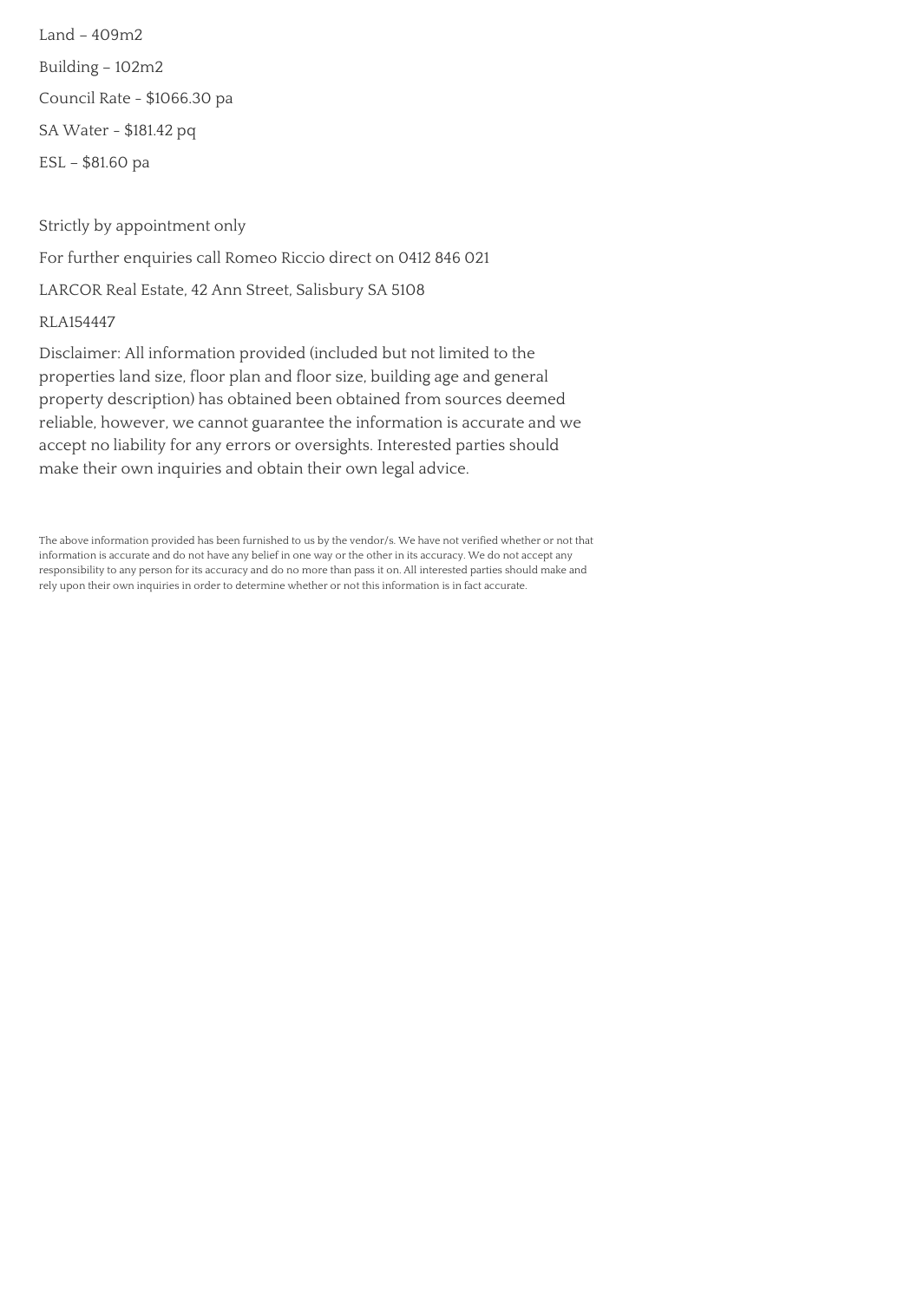Land – 409m2

Building – 102m2

Council Rate - $1066.30 pa

SA Water - $181.42 pq

ESL – $81.60 pa

Strictly by appointment only

For further enquiries call Romeo Riccio direct on 0412 846 021

LARCOR Real Estate, 42 Ann Street, Salisbury SA 5108

RLA154447

Disclaimer: All information provided (included but not limited to the properties land size, floor plan and floor size, building age and general property description) has obtained been obtained from sources deemed reliable, however, we cannot guarantee the information is accurate and we accept no liability for any errors or oversights. Interested parties should make their own inquiries and obtain their own legal advice.

The above information provided has been furnished to us by the vendor/s. We have not verified whether or not that information is accurate and do not have any belief in one way or the other in its accuracy. We do not accept any responsibility to any person for its accuracy and do no more than pass it on. All interested parties should make and rely upon their own inquiries in order to determine whether or not this information is in fact accurate.